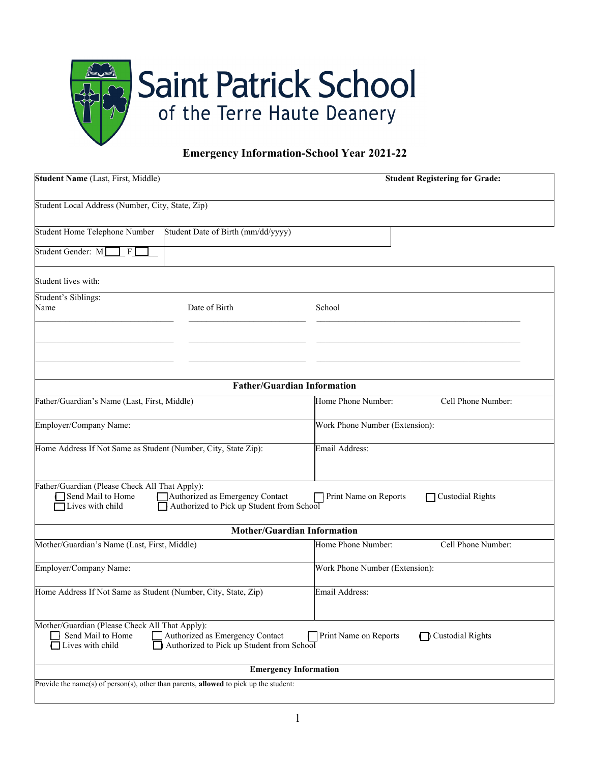# Saint Patrick School
## of the Terre Haute Deanery

### Emergency Information-School Year 2021-22

| **Student Name** (Last, First, Middle) | | **Student Registering for Grade:** |
|---|---|---|
| Student Local Address (Number, City, State, Zip) | | |
| Student Home Telephone Number | Student Date of Birth (mm/dd/yyyy) | |
| Student Gender: M ☐ F ☐ | | |
| Student lives with: | | |

Student's Siblings:

| Name | Date of Birth | School |
|---|---|---|
| | | |
| | | |
| | | |

#### Father/Guardian Information

| Father/Guardian's Name (Last, First, Middle) | Home Phone Number: | Cell Phone Number: |
|---|---|---|
| Employer/Company Name: | Work Phone Number (Extension): | |
| Home Address If Not Same as Student (Number, City, State Zip): | Email Address: | |

Father/Guardian (Please Check All That Apply):

☐ Send Mail to Home ☐ Authorized as Emergency Contact ☐ Print Name on Reports ☐ Custodial Rights
☐ Lives with child ☐ Authorized to Pick up Student from School

#### Mother/Guardian Information

| Mother/Guardian's Name (Last, First, Middle) | Home Phone Number: | Cell Phone Number: |
|---|---|---|
| Employer/Company Name: | Work Phone Number (Extension): | |
| Home Address If Not Same as Student (Number, City, State, Zip) | Email Address: | |

Mother/Guardian (Please Check All That Apply):

☐ Send Mail to Home ☐ Authorized as Emergency Contact ☐ Print Name on Reports ☐ Custodial Rights
☐ Lives with child ☐ Authorized to Pick up Student from School

#### Emergency Information

Provide the name(s) of person(s), other than parents, **allowed** to pick up the student: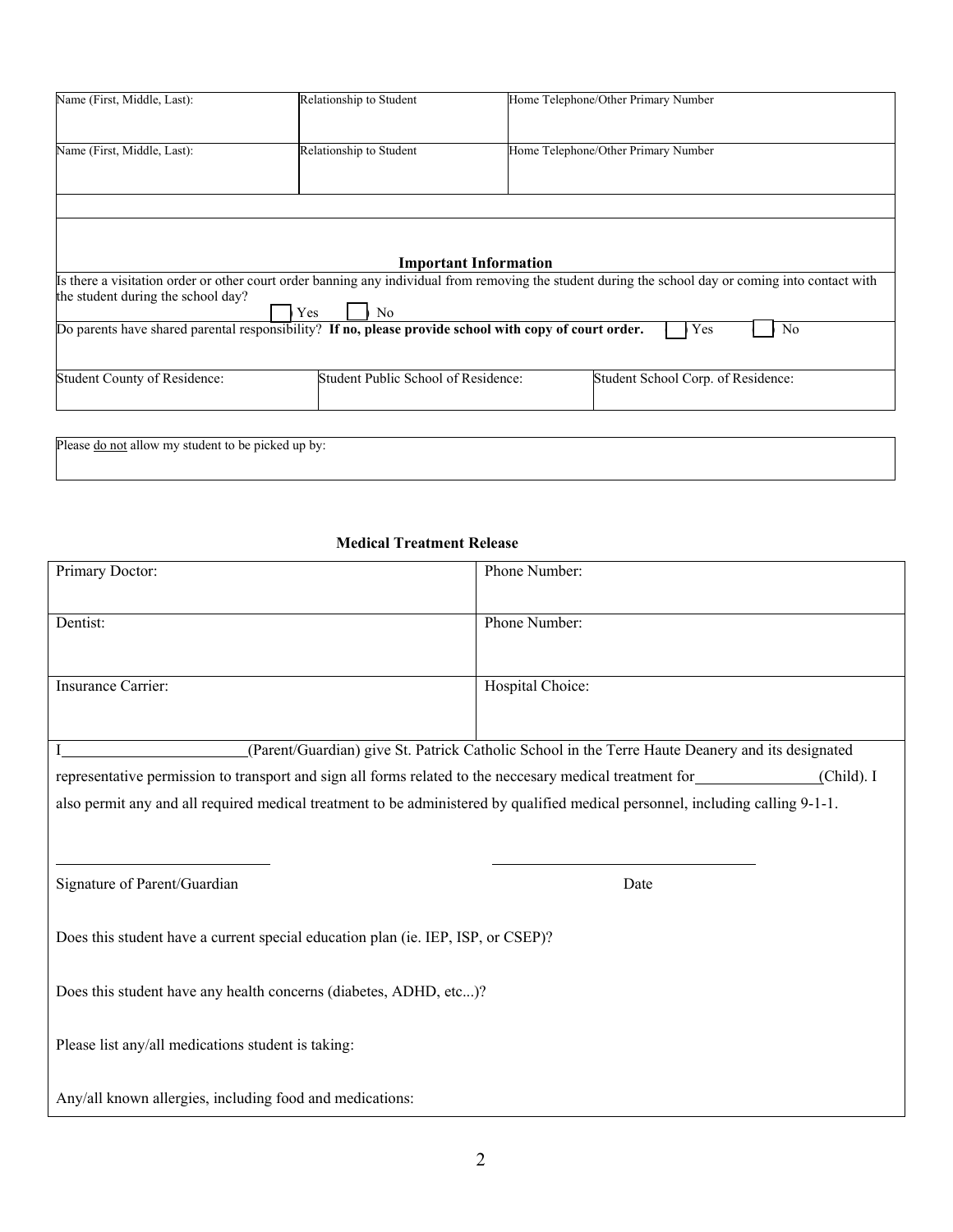| Name (First, Middle, Last): | Relationship to Student | Home Telephone/Other Primary Number |
|---|---|---|
| Name (First, Middle, Last): | Relationship to Student | Home Telephone/Other Primary Number |

**Important Information**

Is there a visitation order or other court order banning any individual from removing the student during the school day or coming into contact with the student during the school day?

☐ Yes ☐ No

Do parents have shared parental responsibility? **If no, please provide school with copy of court order.** ☐ Yes ☐ No

| Student County of Residence: | Student Public School of Residence: | Student School Corp. of Residence: |
|---|---|---|

Please do not allow my student to be picked up by:

**Medical Treatment Release**

| Primary Doctor: | Phone Number: |
|---|---|
| Dentist: | Phone Number: |
| Insurance Carrier: | Hospital Choice: |

I________________________(Parent/Guardian) give St. Patrick Catholic School in the Terre Haute Deanery and its designated representative permission to transport and sign all forms related to the neccesary medical treatment for________________(Child). I also permit any and all required medical treatment to be administered by qualified medical personnel, including calling 9-1-1.

Signature of Parent/Guardian ____________________________ Date ____________________________

Does this student have a current special education plan (ie. IEP, ISP, or CSEP)?

Does this student have any health concerns (diabetes, ADHD, etc...)?

Please list any/all medications student is taking:

Any/all known allergies, including food and medications: